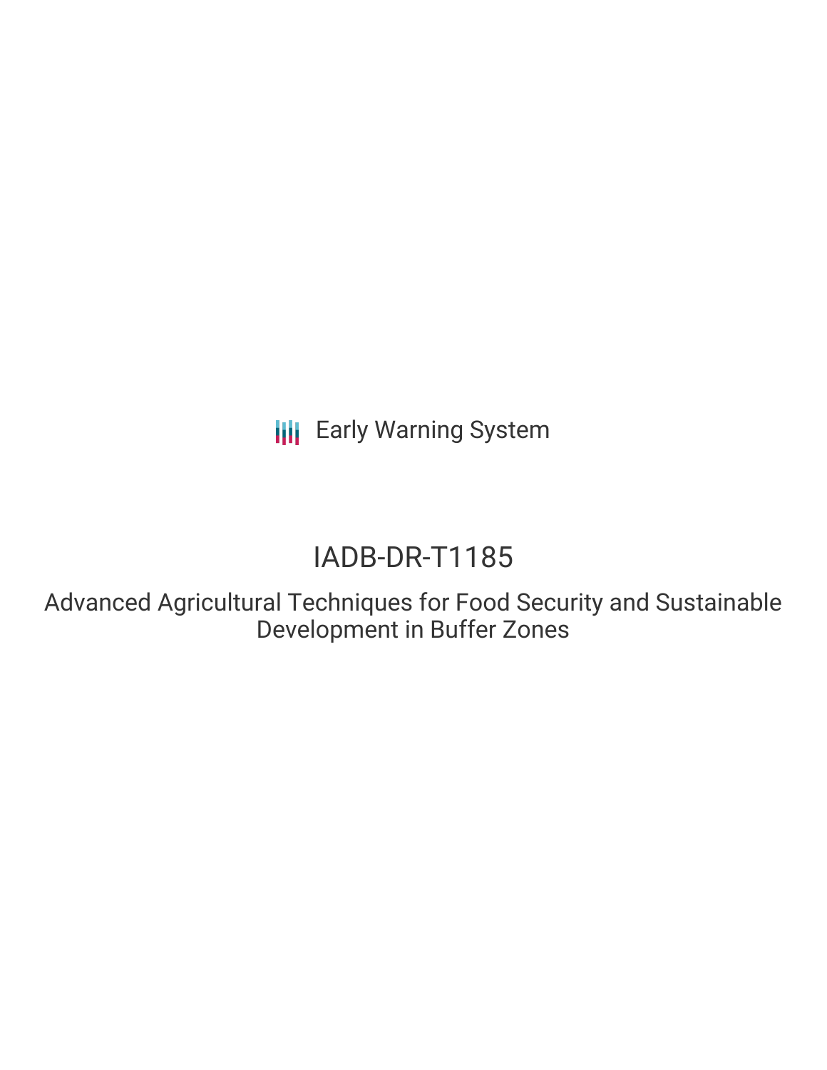Early Warning System

# IADB-DR-T1185

## Advanced Agricultural Techniques for Food Security and Sustainable Development in Buffer Zones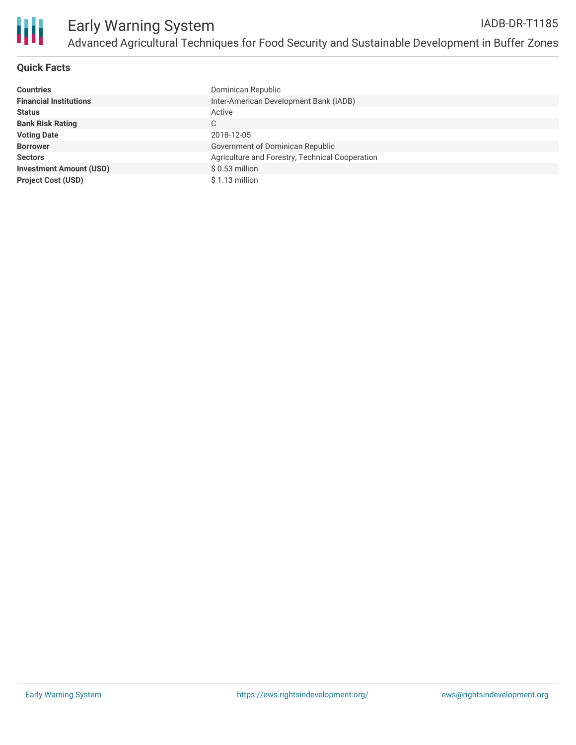# Early Warning System

IADB-DR-T1185

Advanced Agricultural Techniques for Food Security and Sustainable Development in Buffer Zones

## Quick Facts

| | |
|---|---|
| **Countries** | Dominican Republic |
| **Financial Institutions** | Inter-American Development Bank (IADB) |
| **Status** | Active |
| **Bank Risk Rating** | C |
| **Voting Date** | 2018-12-05 |
| **Borrower** | Government of Dominican Republic |
| **Sectors** | Agriculture and Forestry, Technical Cooperation |
| **Investment Amount (USD)** | $ 0.53 million |
| **Project Cost (USD)** | $ 1.13 million |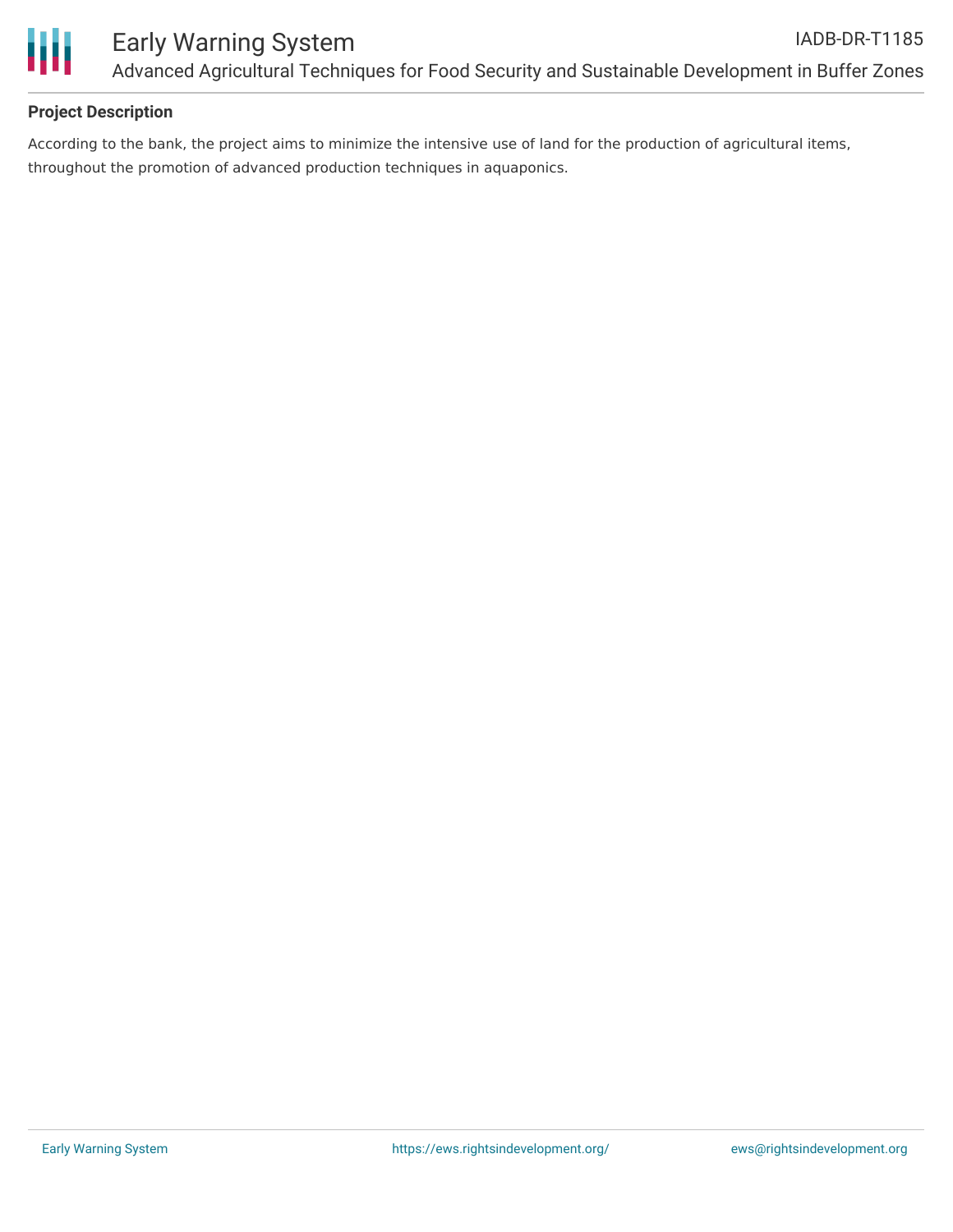## Project Description

According to the bank, the project aims to minimize the intensive use of land for the production of agricultural items, throughout the promotion of advanced production techniques in aquaponics.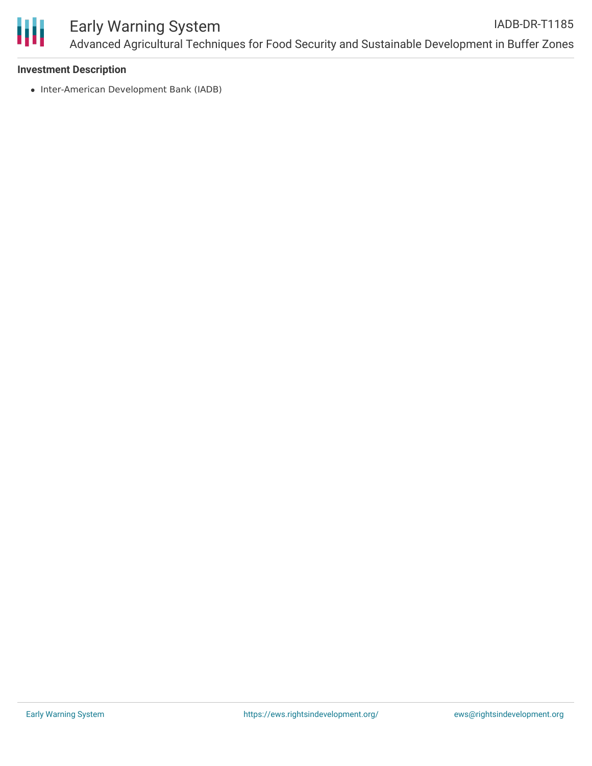**Investment Description**

- Inter-American Development Bank (IADB)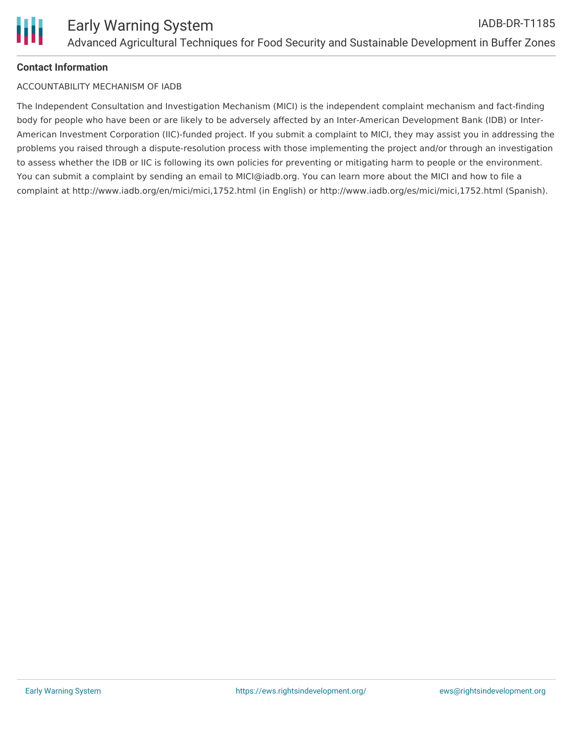**Contact Information**

ACCOUNTABILITY MECHANISM OF IADB

The Independent Consultation and Investigation Mechanism (MICI) is the independent complaint mechanism and fact-finding body for people who have been or are likely to be adversely affected by an Inter-American Development Bank (IDB) or Inter-American Investment Corporation (IIC)-funded project. If you submit a complaint to MICI, they may assist you in addressing the problems you raised through a dispute-resolution process with those implementing the project and/or through an investigation to assess whether the IDB or IIC is following its own policies for preventing or mitigating harm to people or the environment. You can submit a complaint by sending an email to MICI@iadb.org. You can learn more about the MICI and how to file a complaint at http://www.iadb.org/en/mici/mici,1752.html (in English) or http://www.iadb.org/es/mici/mici,1752.html (Spanish).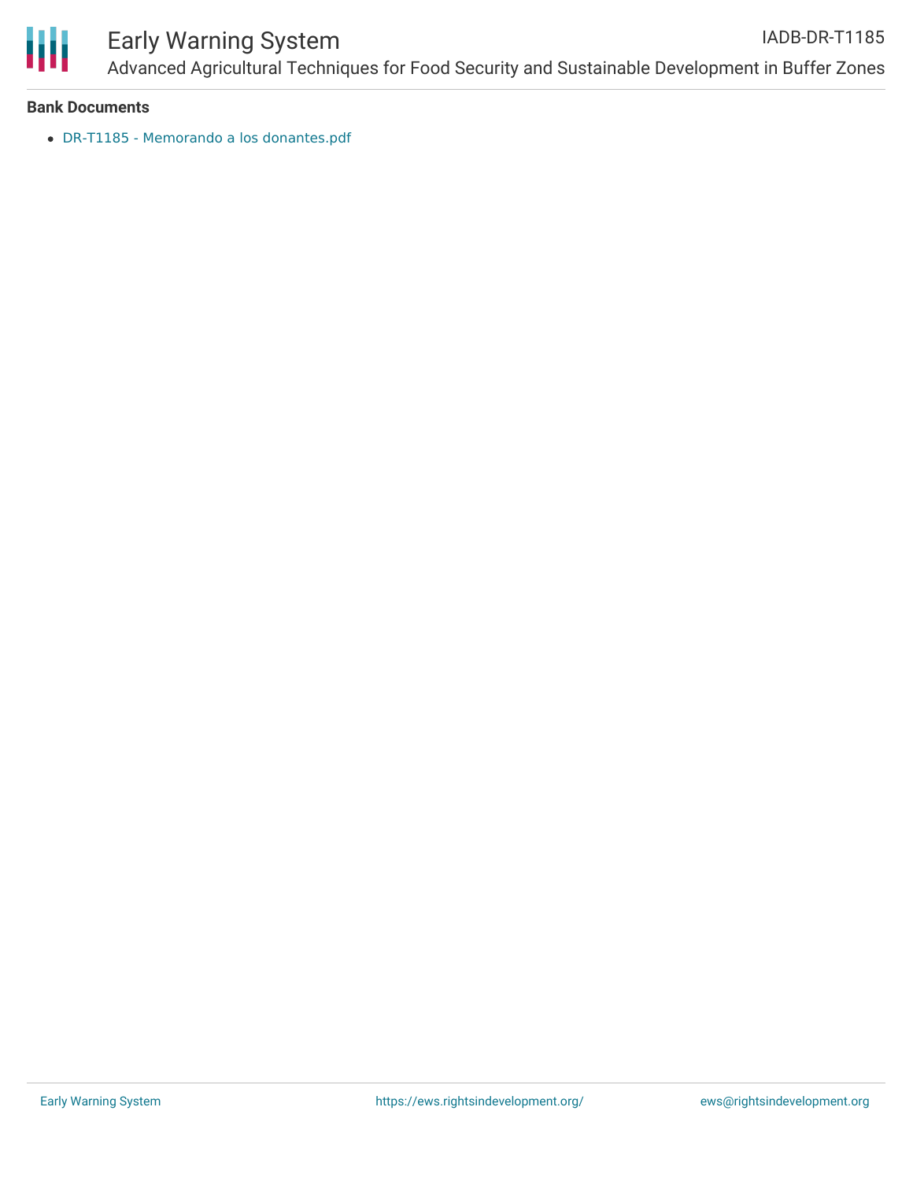**Bank Documents**

- DR-T1185 - Memorando a los donantes.pdf